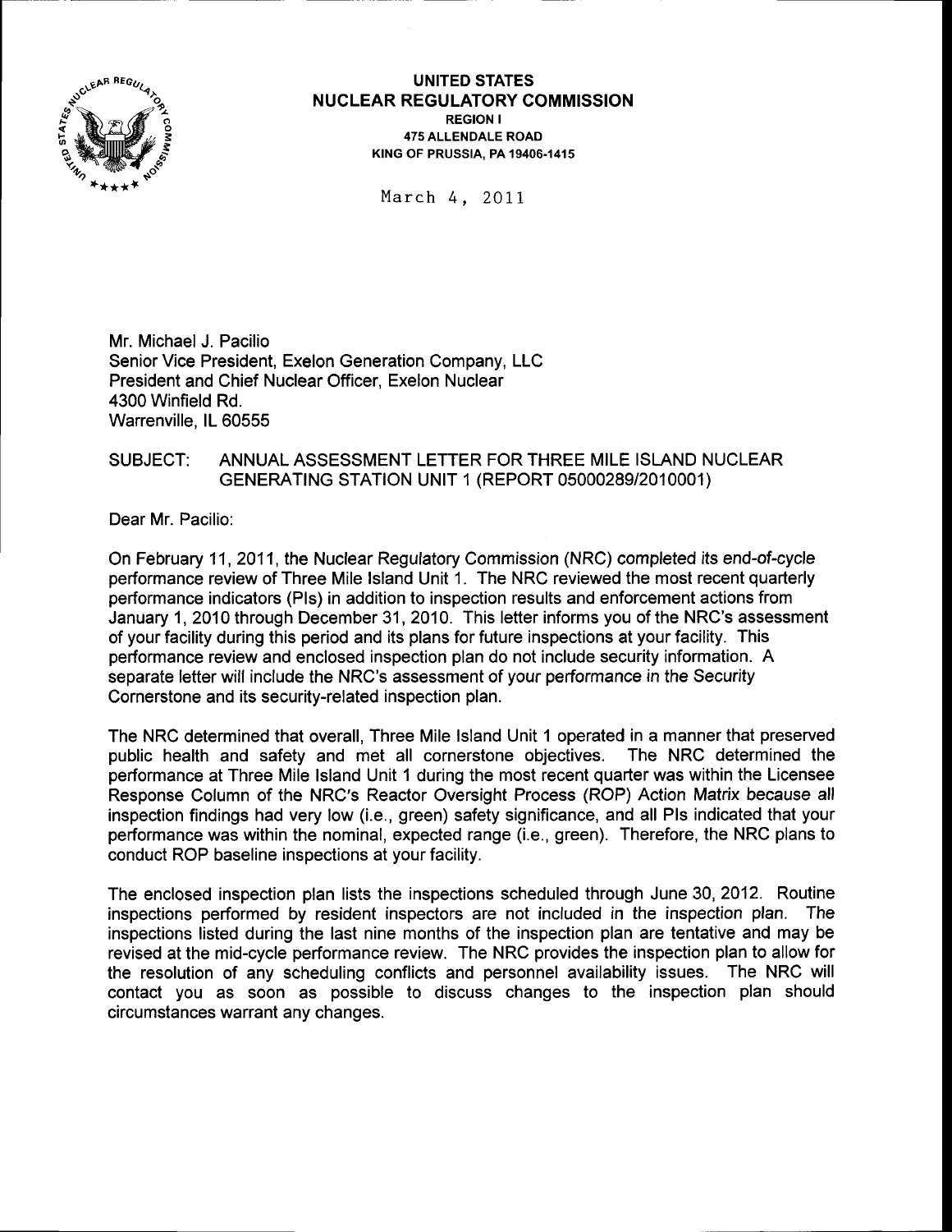**UNITED STATES**
**NUCLEAR REGULATORY COMMISSION**
**REGION I**
**475 ALLENDALE ROAD**
**KING OF PRUSSIA, PA 19406-1415**

March 4, 2011

Mr. Michael J. Pacilio
Senior Vice President, Exelon Generation Company, LLC
President and Chief Nuclear Officer, Exelon Nuclear
4300 Winfield Rd.
Warrenville, IL 60555

SUBJECT: ANNUAL ASSESSMENT LETTER FOR THREE MILE ISLAND NUCLEAR GENERATING STATION UNIT 1 (REPORT 05000289/2010001)

Dear Mr. Pacilio:

On February 11, 2011, the Nuclear Regulatory Commission (NRC) completed its end-of-cycle performance review of Three Mile Island Unit 1. The NRC reviewed the most recent quarterly performance indicators (PIs) in addition to inspection results and enforcement actions from January 1, 2010 through December 31, 2010. This letter informs you of the NRC's assessment of your facility during this period and its plans for future inspections at your facility. This performance review and enclosed inspection plan do not include security information. A separate letter will include the NRC's assessment of your performance in the Security Cornerstone and its security-related inspection plan.

The NRC determined that overall, Three Mile Island Unit 1 operated in a manner that preserved public health and safety and met all cornerstone objectives. The NRC determined the performance at Three Mile Island Unit 1 during the most recent quarter was within the Licensee Response Column of the NRC's Reactor Oversight Process (ROP) Action Matrix because all inspection findings had very low (i.e., green) safety significance, and all PIs indicated that your performance was within the nominal, expected range (i.e., green). Therefore, the NRC plans to conduct ROP baseline inspections at your facility.

The enclosed inspection plan lists the inspections scheduled through June 30, 2012. Routine inspections performed by resident inspectors are not included in the inspection plan. The inspections listed during the last nine months of the inspection plan are tentative and may be revised at the mid-cycle performance review. The NRC provides the inspection plan to allow for the resolution of any scheduling conflicts and personnel availability issues. The NRC will contact you as soon as possible to discuss changes to the inspection plan should circumstances warrant any changes.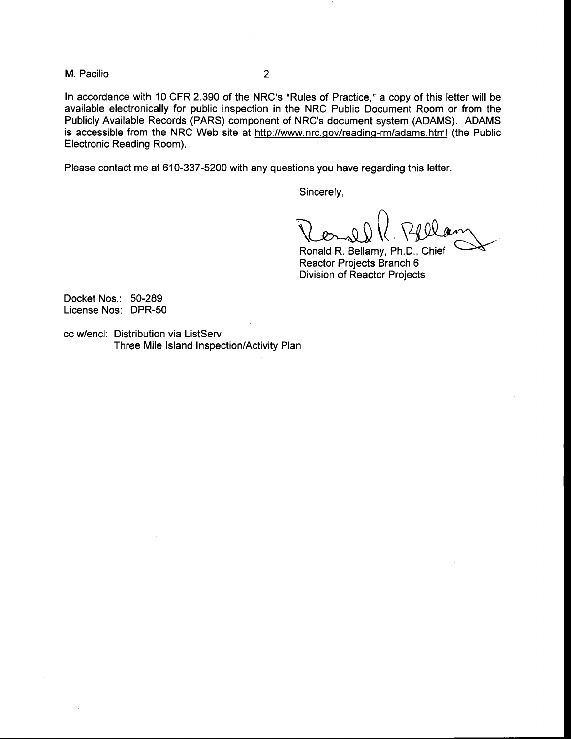In accordance with 10 CFR 2.390 of the NRC's "Rules of Practice," a copy of this letter will be available electronically for public inspection in the NRC Public Document Room or from the Publicly Available Records (PARS) component of NRC's document system (ADAMS). ADAMS is accessible from the NRC Web site at http://www.nrc.gov/reading-rm/adams.html (the Public Electronic Reading Room).

Please contact me at 610-337-5200 with any questions you have regarding this letter.

Sincerely,

Ronald R. Bellamy, Ph.D., Chief
Reactor Projects Branch 6
Division of Reactor Projects

Docket Nos.: 50-289
License Nos: DPR-50

cc w/encl: Distribution via ListServ
Three Mile Island Inspection/Activity Plan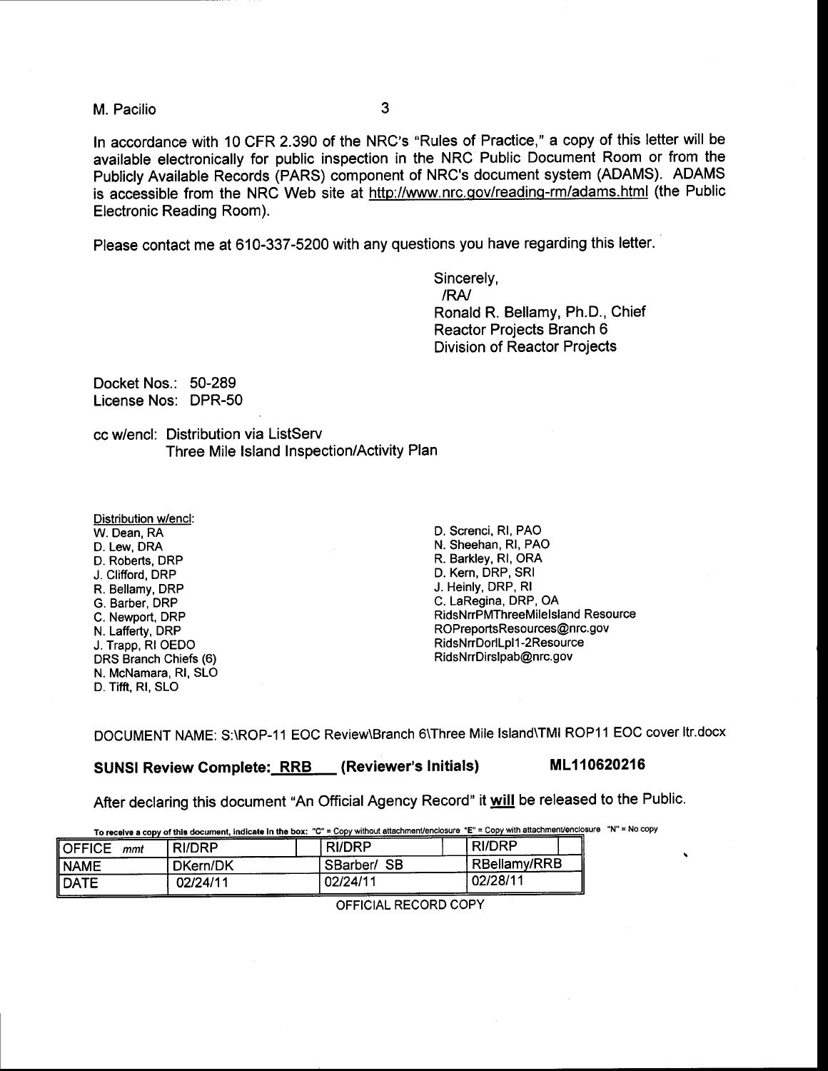M. Pacilio

In accordance with 10 CFR 2.390 of the NRC's "Rules of Practice," a copy of this letter will be available electronically for public inspection in the NRC Public Document Room or from the Publicly Available Records (PARS) component of NRC's document system (ADAMS). ADAMS is accessible from the NRC Web site at http://www.nrc.gov/reading-rm/adams.html (the Public Electronic Reading Room).

Please contact me at 610-337-5200 with any questions you have regarding this letter.

Sincerely,
/RA/
Ronald R. Bellamy, Ph.D., Chief
Reactor Projects Branch 6
Division of Reactor Projects

Docket Nos.: 50-289
License Nos: DPR-50

cc w/encl: Distribution via ListServ
Three Mile Island Inspection/Activity Plan

Distribution w/encl:
W. Dean, RA
D. Lew, DRA
D. Roberts, DRP
J. Clifford, DRP
R. Bellamy, DRP
G. Barber, DRP
C. Newport, DRP
N. Lafferty, DRP
J. Trapp, RI OEDO
DRS Branch Chiefs (6)
N. McNamara, RI, SLO
D. Tifft, RI, SLO
D. Screnci, RI, PAO
N. Sheehan, RI, PAO
R. Barkley, RI, ORA
D. Kern, DRP, SRI
J. Heinly, DRP, RI
C. LaRegina, DRP, OA
RidsNrrPMThreeMileIsland Resource
ROPreportsResources@nrc.gov
RidsNrrDorlLpl1-2Resource
RidsNrrDirslpab@nrc.gov

DOCUMENT NAME: S:\ROP-11 EOC Review\Branch 6\Three Mile Island\TMI ROP11 EOC cover ltr.docx

**SUNSI Review Complete: RRB (Reviewer's Initials)** **ML110620216**

After declaring this document "An Official Agency Record" it **will** be released to the Public.

To receive a copy of this document, indicate in the box: "C" = Copy without attachment/enclosure "E" = Copy with attachment/enclosure "N" = No copy

| OFFICE mmt | RI/DRP | | RI/DRP | | RI/DRP | |
|---|---|---|---|---|---|---|
| NAME | DKern/DK | | SBarber/ SB | | RBellamy/RRB | |
| DATE | 02/24/11 | | 02/24/11 | | 02/28/11 | |

OFFICIAL RECORD COPY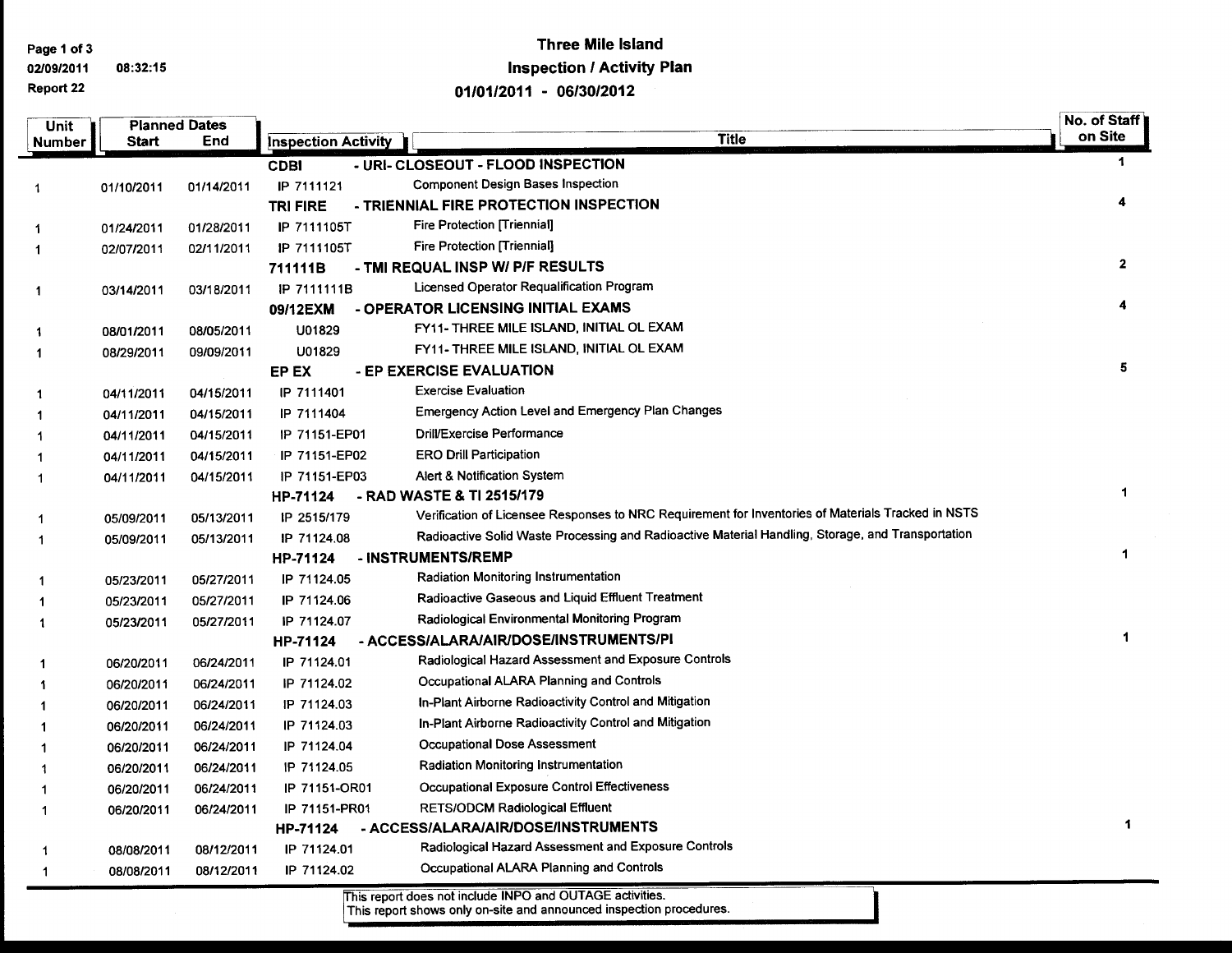# Three Mile Island

## Inspection / Activity Plan

### 01/01/2011 - 06/30/2012

Report 22

| Unit Number | Planned Dates Start | Planned Dates End | Inspection Activity | Title | No. of Staff on Site |
|---|---|---|---|---|---|
| | | | **CDBI** | **- URI- CLOSEOUT - FLOOD INSPECTION** | 1 |
| 1 | 01/10/2011 | 01/14/2011 | IP 7111121 | Component Design Bases Inspection | |
| | | | **TRI FIRE** | **- TRIENNIAL FIRE PROTECTION INSPECTION** | 4 |
| 1 | 01/24/2011 | 01/28/2011 | IP 7111105T | Fire Protection [Triennial] | |
| 1 | 02/07/2011 | 02/11/2011 | IP 7111105T | Fire Protection [Triennial] | |
| | | | **711111B** | **- TMI REQUAL INSP W/ P/F RESULTS** | 2 |
| 1 | 03/14/2011 | 03/18/2011 | IP 7111111B | Licensed Operator Requalification Program | |
| | | | **09/12EXM** | **- OPERATOR LICENSING INITIAL EXAMS** | 4 |
| 1 | 08/01/2011 | 08/05/2011 | U01829 | FY11- THREE MILE ISLAND, INITIAL OL EXAM | |
| 1 | 08/29/2011 | 09/09/2011 | U01829 | FY11- THREE MILE ISLAND, INITIAL OL EXAM | |
| | | | **EP EX** | **- EP EXERCISE EVALUATION** | 5 |
| 1 | 04/11/2011 | 04/15/2011 | IP 7111401 | Exercise Evaluation | |
| 1 | 04/11/2011 | 04/15/2011 | IP 7111404 | Emergency Action Level and Emergency Plan Changes | |
| 1 | 04/11/2011 | 04/15/2011 | IP 71151-EP01 | Drill/Exercise Performance | |
| 1 | 04/11/2011 | 04/15/2011 | IP 71151-EP02 | ERO Drill Participation | |
| 1 | 04/11/2011 | 04/15/2011 | IP 71151-EP03 | Alert & Notification System | |
| | | | **HP-71124** | **- RAD WASTE & TI 2515/179** | 1 |
| 1 | 05/09/2011 | 05/13/2011 | IP 2515/179 | Verification of Licensee Responses to NRC Requirement for Inventories of Materials Tracked in NSTS | |
| 1 | 05/09/2011 | 05/13/2011 | IP 71124.08 | Radioactive Solid Waste Processing and Radioactive Material Handling, Storage, and Transportation | |
| | | | **HP-71124** | **- INSTRUMENTS/REMP** | 1 |
| 1 | 05/23/2011 | 05/27/2011 | IP 71124.05 | Radiation Monitoring Instrumentation | |
| 1 | 05/23/2011 | 05/27/2011 | IP 71124.06 | Radioactive Gaseous and Liquid Effluent Treatment | |
| 1 | 05/23/2011 | 05/27/2011 | IP 71124.07 | Radiological Environmental Monitoring Program | |
| | | | **HP-71124** | **- ACCESS/ALARA/AIR/DOSE/INSTRUMENTS/PI** | 1 |
| 1 | 06/20/2011 | 06/24/2011 | IP 71124.01 | Radiological Hazard Assessment and Exposure Controls | |
| 1 | 06/20/2011 | 06/24/2011 | IP 71124.02 | Occupational ALARA Planning and Controls | |
| 1 | 06/20/2011 | 06/24/2011 | IP 71124.03 | In-Plant Airborne Radioactivity Control and Mitigation | |
| 1 | 06/20/2011 | 06/24/2011 | IP 71124.03 | In-Plant Airborne Radioactivity Control and Mitigation | |
| 1 | 06/20/2011 | 06/24/2011 | IP 71124.04 | Occupational Dose Assessment | |
| 1 | 06/20/2011 | 06/24/2011 | IP 71124.05 | Radiation Monitoring Instrumentation | |
| 1 | 06/20/2011 | 06/24/2011 | IP 71151-OR01 | Occupational Exposure Control Effectiveness | |
| 1 | 06/20/2011 | 06/24/2011 | IP 71151-PR01 | RETS/ODCM Radiological Effluent | |
| | | | **HP-71124** | **- ACCESS/ALARA/AIR/DOSE/INSTRUMENTS** | 1 |
| 1 | 08/08/2011 | 08/12/2011 | IP 71124.01 | Radiological Hazard Assessment and Exposure Controls | |
| 1 | 08/08/2011 | 08/12/2011 | IP 71124.02 | Occupational ALARA Planning and Controls | |

This report does not include INPO and OUTAGE activities.
This report shows only on-site and announced inspection procedures.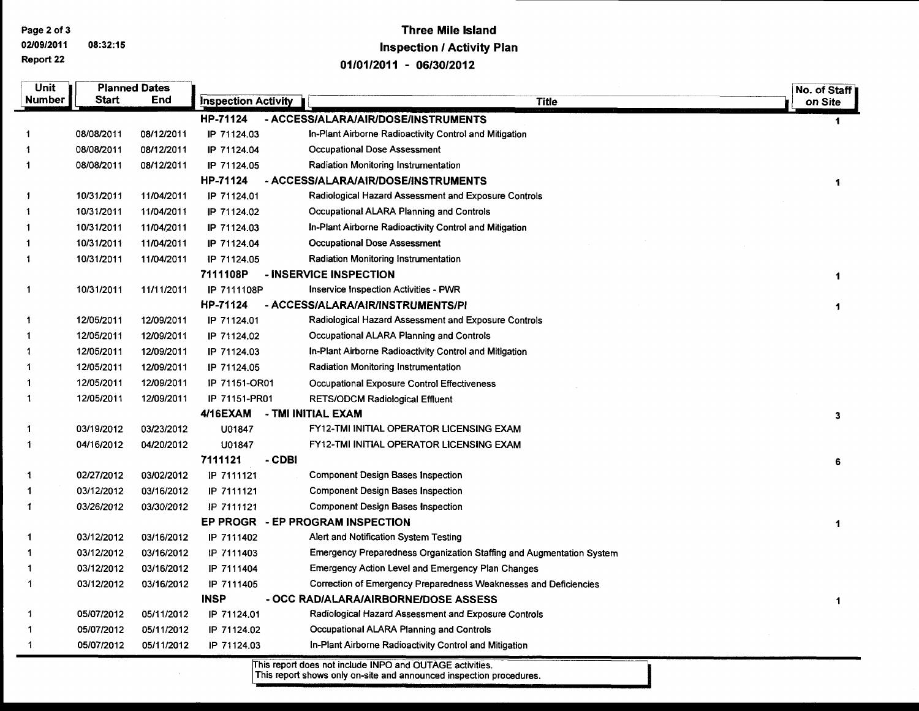# Three Mile Island
## Inspection / Activity Plan
### 01/01/2011 - 06/30/2012

Report 22

| Unit Number | Planned Dates Start | End | Inspection Activity | Title | No. of Staff on Site |
|---|---|---|---|---|---|
| | | | **HP-71124** | **- ACCESS/ALARA/AIR/DOSE/INSTRUMENTS** | **1** |
| 1 | 08/08/2011 | 08/12/2011 | IP 71124.03 | In-Plant Airborne Radioactivity Control and Mitigation | |
| 1 | 08/08/2011 | 08/12/2011 | IP 71124.04 | Occupational Dose Assessment | |
| 1 | 08/08/2011 | 08/12/2011 | IP 71124.05 | Radiation Monitoring Instrumentation | |
| | | | **HP-71124** | **- ACCESS/ALARA/AIR/DOSE/INSTRUMENTS** | **1** |
| 1 | 10/31/2011 | 11/04/2011 | IP 71124.01 | Radiological Hazard Assessment and Exposure Controls | |
| 1 | 10/31/2011 | 11/04/2011 | IP 71124.02 | Occupational ALARA Planning and Controls | |
| 1 | 10/31/2011 | 11/04/2011 | IP 71124.03 | In-Plant Airborne Radioactivity Control and Mitigation | |
| 1 | 10/31/2011 | 11/04/2011 | IP 71124.04 | Occupational Dose Assessment | |
| 1 | 10/31/2011 | 11/04/2011 | IP 71124.05 | Radiation Monitoring Instrumentation | |
| | | | **7111108P** | **- INSERVICE INSPECTION** | **1** |
| 1 | 10/31/2011 | 11/11/2011 | IP 7111108P | Inservice Inspection Activities - PWR | |
| | | | **HP-71124** | **- ACCESS/ALARA/AIR/INSTRUMENTS/PI** | **1** |
| 1 | 12/05/2011 | 12/09/2011 | IP 71124.01 | Radiological Hazard Assessment and Exposure Controls | |
| 1 | 12/05/2011 | 12/09/2011 | IP 71124.02 | Occupational ALARA Planning and Controls | |
| 1 | 12/05/2011 | 12/09/2011 | IP 71124.03 | In-Plant Airborne Radioactivity Control and Mitigation | |
| 1 | 12/05/2011 | 12/09/2011 | IP 71124.05 | Radiation Monitoring Instrumentation | |
| 1 | 12/05/2011 | 12/09/2011 | IP 71151-OR01 | Occupational Exposure Control Effectiveness | |
| 1 | 12/05/2011 | 12/09/2011 | IP 71151-PR01 | RETS/ODCM Radiological Effluent | |
| | | | **4/16EXAM** | **- TMI INITIAL EXAM** | **3** |
| 1 | 03/19/2012 | 03/23/2012 | U01847 | FY12-TMI INITIAL OPERATOR LICENSING EXAM | |
| 1 | 04/16/2012 | 04/20/2012 | U01847 | FY12-TMI INITIAL OPERATOR LICENSING EXAM | |
| | | | **7111121** | **- CDBI** | **6** |
| 1 | 02/27/2012 | 03/02/2012 | IP 7111121 | Component Design Bases Inspection | |
| 1 | 03/12/2012 | 03/16/2012 | IP 7111121 | Component Design Bases Inspection | |
| 1 | 03/26/2012 | 03/30/2012 | IP 7111121 | Component Design Bases Inspection | |
| | | | **EP PROGR** | **- EP PROGRAM INSPECTION** | **1** |
| 1 | 03/12/2012 | 03/16/2012 | IP 7111402 | Alert and Notification System Testing | |
| 1 | 03/12/2012 | 03/16/2012 | IP 7111403 | Emergency Preparedness Organization Staffing and Augmentation System | |
| 1 | 03/12/2012 | 03/16/2012 | IP 7111404 | Emergency Action Level and Emergency Plan Changes | |
| 1 | 03/12/2012 | 03/16/2012 | IP 7111405 | Correction of Emergency Preparedness Weaknesses and Deficiencies | |
| | | | **INSP** | **- OCC RAD/ALARA/AIRBORNE/DOSE ASSESS** | **1** |
| 1 | 05/07/2012 | 05/11/2012 | IP 71124.01 | Radiological Hazard Assessment and Exposure Controls | |
| 1 | 05/07/2012 | 05/11/2012 | IP 71124.02 | Occupational ALARA Planning and Controls | |
| 1 | 05/07/2012 | 05/11/2012 | IP 71124.03 | In-Plant Airborne Radioactivity Control and Mitigation | |

This report does not include INPO and OUTAGE activities.
This report shows only on-site and announced inspection procedures.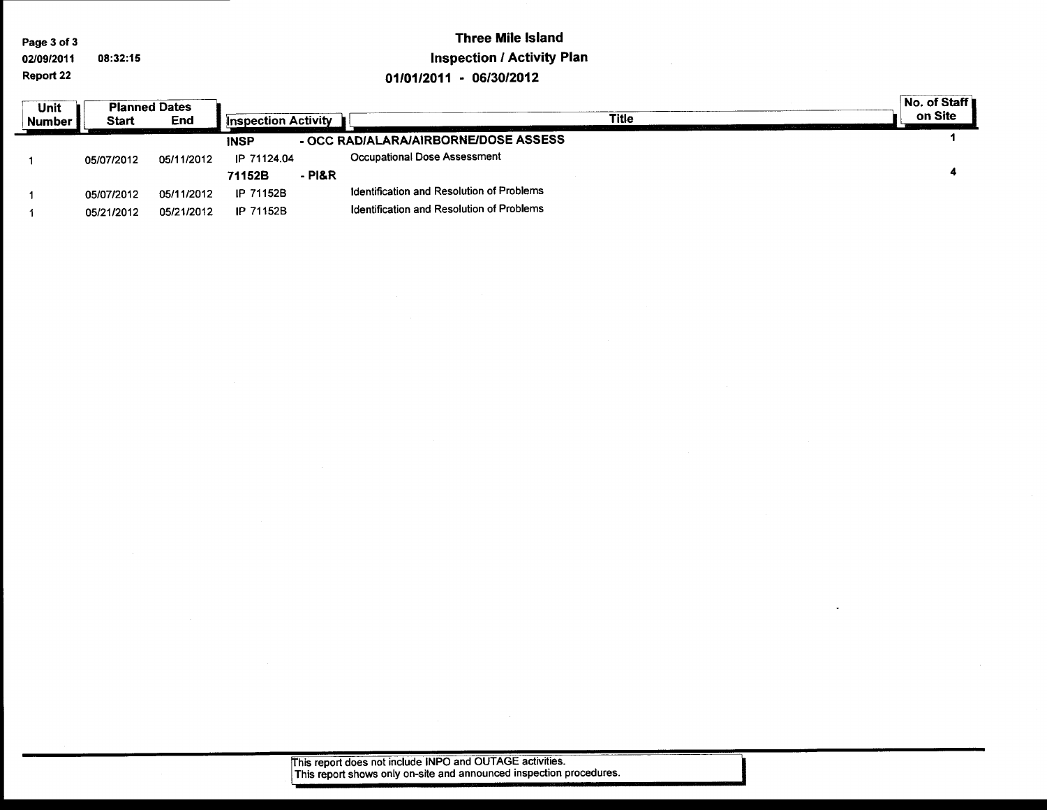## Three Mile Island

### Inspection / Activity Plan

### 01/01/2011 - 06/30/2012

| Unit Number | Planned Dates Start | End | Inspection Activity | Title | No. of Staff on Site |
| --- | --- | --- | --- | --- | --- |
| | | | **INSP** | **- OCC RAD/ALARA/AIRBORNE/DOSE ASSESS** | **1** |
| 1 | 05/07/2012 | 05/11/2012 | IP 71124.04 | Occupational Dose Assessment | |
| | | | **71152B** | **- PI&R** | **4** |
| 1 | 05/07/2012 | 05/11/2012 | IP 71152B | Identification and Resolution of Problems | |
| 1 | 05/21/2012 | 05/21/2012 | IP 71152B | Identification and Resolution of Problems | |

This report does not include INPO and OUTAGE activities.
This report shows only on-site and announced inspection procedures.